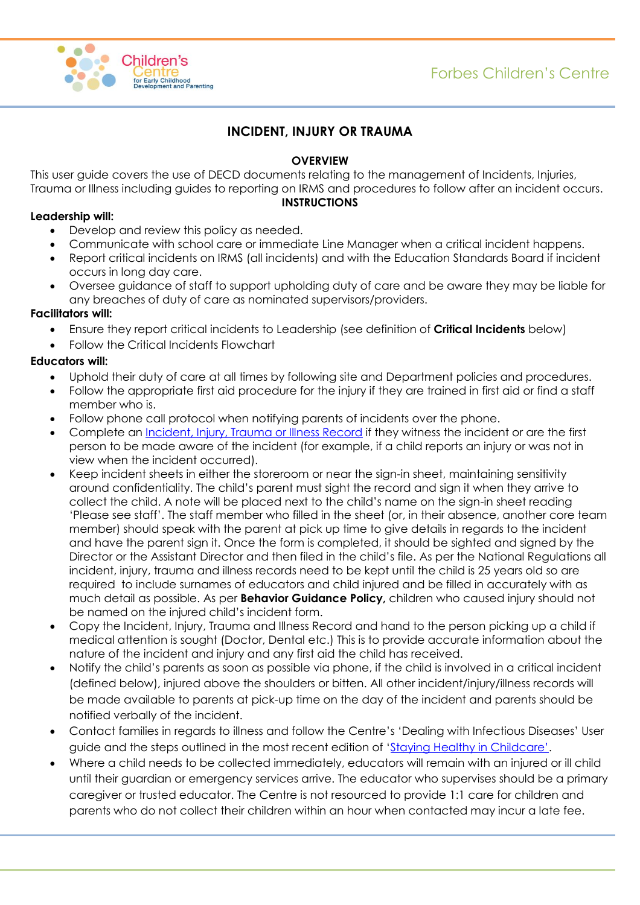Forbes Children's Centre

# INCIDENT, INJURY OR TRAUMA

## OVERVIEW

This user guide covers the use of DECD documents relating to the management of Incidents, Injuries, Trauma or Illness including guides to reporting on IRMS and procedures to follow after an incident occurs.

## INSTRUCTIONS

**Leadership will:**

- Develop and review this policy as needed.
- Communicate with school care or immediate Line Manager when a critical incident happens.
- Report critical incidents on IRMS (all incidents) and with the Education Standards Board if incident occurs in long day care.
- Oversee guidance of staff to support upholding duty of care and be aware they may be liable for any breaches of duty of care as nominated supervisors/providers.

**Facilitators will:**

- Ensure they report critical incidents to Leadership (see definition of **Critical Incidents** below)
- Follow the Critical Incidents Flowchart

**Educators will:**

- Uphold their duty of care at all times by following site and Department policies and procedures.
- Follow the appropriate first aid procedure for the injury if they are trained in first aid or find a staff member who is.
- Follow phone call protocol when notifying parents of incidents over the phone.
- Complete an [Incident, Injury, Trauma or Illness Record]() if they witness the incident or are the first person to be made aware of the incident (for example, if a child reports an injury or was not in view when the incident occurred).
- Keep incident sheets in either the storeroom or near the sign-in sheet, maintaining sensitivity around confidentiality. The child's parent must sight the record and sign it when they arrive to collect the child. A note will be placed next to the child's name on the sign-in sheet reading 'Please see staff'. The staff member who filled in the sheet (or, in their absence, another core team member) should speak with the parent at pick up time to give details in regards to the incident and have the parent sign it. Once the form is completed, it should be sighted and signed by the Director or the Assistant Director and then filed in the child's file. As per the National Regulations all incident, injury, trauma and illness records need to be kept until the child is 25 years old so are required to include surnames of educators and child injured and be filled in accurately with as much detail as possible. As per **Behavior Guidance Policy,** children who caused injury should not be named on the injured child's incident form.
- Copy the Incident, Injury, Trauma and Illness Record and hand to the person picking up a child if medical attention is sought (Doctor, Dental etc.) This is to provide accurate information about the nature of the incident and injury and any first aid the child has received.
- Notify the child's parents as soon as possible via phone, if the child is involved in a critical incident (defined below), injured above the shoulders or bitten. All other incident/injury/illness records will be made available to parents at pick-up time on the day of the incident and parents should be notified verbally of the incident.
- Contact families in regards to illness and follow the Centre's 'Dealing with Infectious Diseases' User guide and the steps outlined in the most recent edition of '[Staying Healthy in Childcare']().
- Where a child needs to be collected immediately, educators will remain with an injured or ill child until their guardian or emergency services arrive. The educator who supervises should be a primary caregiver or trusted educator. The Centre is not resourced to provide 1:1 care for children and parents who do not collect their children within an hour when contacted may incur a late fee.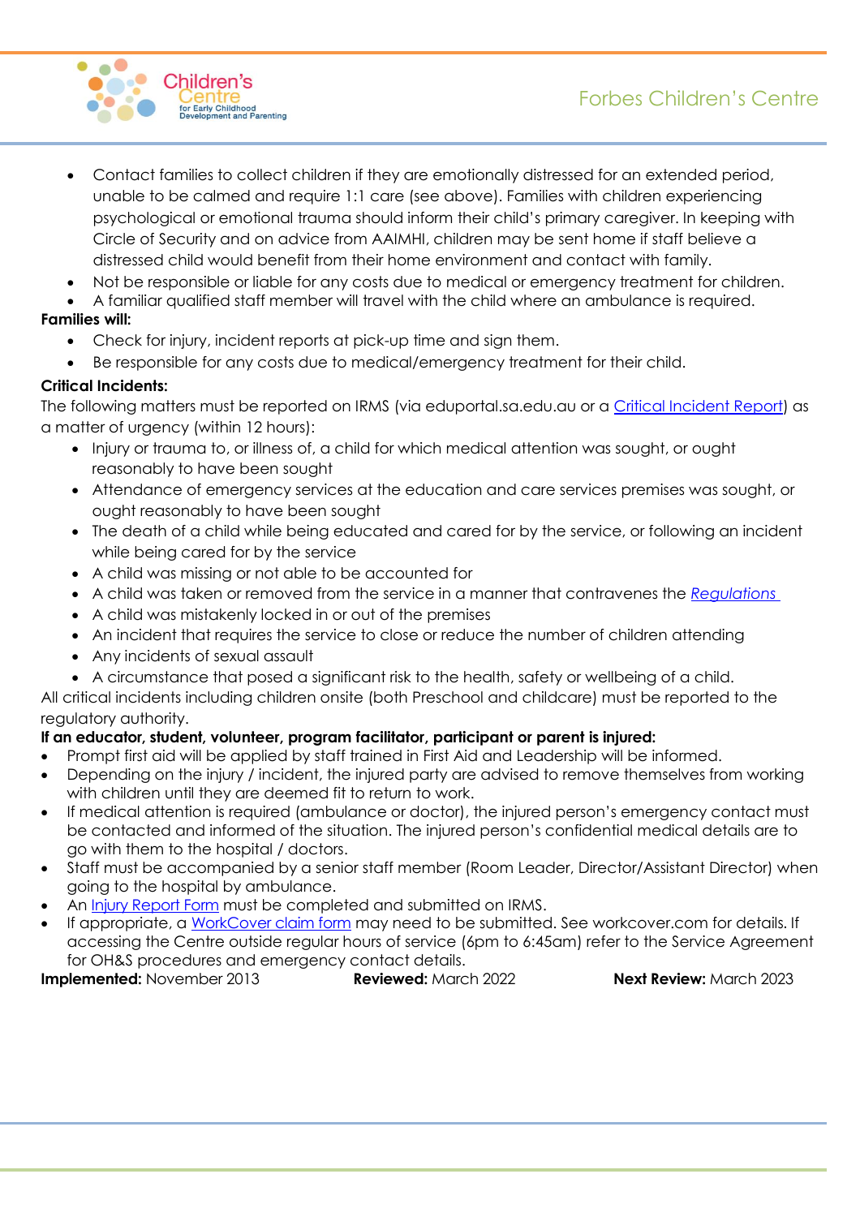- Contact families to collect children if they are emotionally distressed for an extended period, unable to be calmed and require 1:1 care (see above). Families with children experiencing psychological or emotional trauma should inform their child's primary caregiver. In keeping with Circle of Security and on advice from AAIMHI, children may be sent home if staff believe a distressed child would benefit from their home environment and contact with family.
- Not be responsible or liable for any costs due to medical or emergency treatment for children.
- A familiar qualified staff member will travel with the child where an ambulance is required.

**Families will:**

- Check for injury, incident reports at pick-up time and sign them.
- Be responsible for any costs due to medical/emergency treatment for their child.

**Critical Incidents:**

The following matters must be reported on IRMS (via eduportal.sa.edu.au or a [Critical Incident Report]) as a matter of urgency (within 12 hours):

- Injury or trauma to, or illness of, a child for which medical attention was sought, or ought reasonably to have been sought
- Attendance of emergency services at the education and care services premises was sought, or ought reasonably to have been sought
- The death of a child while being educated and cared for by the service, or following an incident while being cared for by the service
- A child was missing or not able to be accounted for
- A child was taken or removed from the service in a manner that contravenes the *[Regulations]*
- A child was mistakenly locked in or out of the premises
- An incident that requires the service to close or reduce the number of children attending
- Any incidents of sexual assault
- A circumstance that posed a significant risk to the health, safety or wellbeing of a child.

All critical incidents including children onsite (both Preschool and childcare) must be reported to the regulatory authority.

**If an educator, student, volunteer, program facilitator, participant or parent is injured:**

- Prompt first aid will be applied by staff trained in First Aid and Leadership will be informed.
- Depending on the injury / incident, the injured party are advised to remove themselves from working with children until they are deemed fit to return to work.
- If medical attention is required (ambulance or doctor), the injured person's emergency contact must be contacted and informed of the situation. The injured person's confidential medical details are to go with them to the hospital / doctors.
- Staff must be accompanied by a senior staff member (Room Leader, Director/Assistant Director) when going to the hospital by ambulance.
- An [Injury Report Form] must be completed and submitted on IRMS.
- If appropriate, a [WorkCover claim form] may need to be submitted. See workcover.com for details. If accessing the Centre outside regular hours of service (6pm to 6:45am) refer to the Service Agreement for OH&S procedures and emergency contact details.

**Implemented:** November 2013 **Reviewed:** March 2022 **Next Review:** March 2023